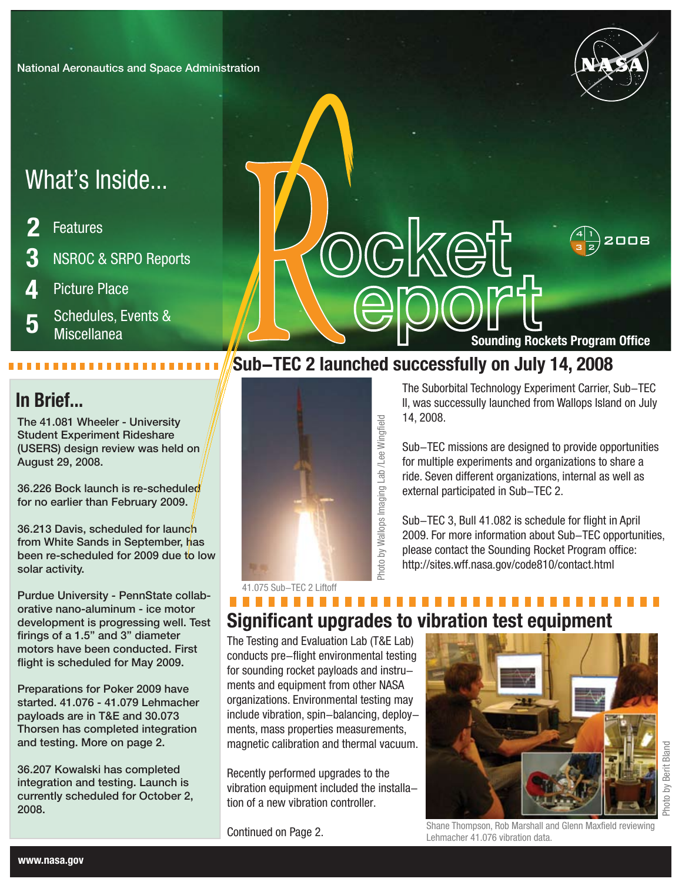National Aeronautics and Space Administration

# Rocket Report

Sounding Rockets Program Office

3 2008

## What's Inside...

- **2** Features
- **3** NSROC & SRPO Reports
- **4** Picture Place
- **5** Schedules, Events & Miscellanea

## In Brief...

The 41.081 Wheeler - University Student Experiment Rideshare (USERS) design review was held on August 29, 2008.

36.226 Bock launch is re-scheduled for no earlier than February 2009.

36.213 Davis, scheduled for launch from White Sands in September, has been re-scheduled for 2009 due to low solar activity.

Purdue University - PennState collaborative nano-aluminum - ice motor development is progressing well. Test firings of a 1.5" and 3" diameter motors have been conducted. First flight is scheduled for May 2009.

Preparations for Poker 2009 have started. 41.076 - 41.079 Lehmacher payloads are in T&E and 30.073 Thorsen has completed integration and testing. More on page 2.

36.207 Kowalski has completed integration and testing. Launch is currently scheduled for October 2, 2008.

## Sub–TEC 2 launched successfully on July 14, 2008

Photo by Wallops Imaging Lab /Lee Wingfield

41.075 Sub–TEC 2 Liftoff

The Suborbital Technology Experiment Carrier, Sub–TEC II, was successfully launched from Wallops Island on July 14, 2008.

Sub–TEC missions are designed to provide opportunities for multiple experiments and organizations to share a ride. Seven different organizations, internal as well as external participated in Sub–TEC 2.

Sub–TEC 3, Bull 41.082 is schedule for flight in April 2009. For more information about Sub–TEC opportunities, please contact the Sounding Rocket Program office: http://sites.wff.nasa.gov/code810/contact.html

## Significant upgrades to vibration test equipment

The Testing and Evaluation Lab (T&E Lab) conducts pre–flight environmental testing for sounding rocket payloads and instruments and equipment from other NASA organizations. Environmental testing may include vibration, spin–balancing, deployments, mass properties measurements, magnetic calibration and thermal vacuum.

Recently performed upgrades to the vibration equipment included the installation of a new vibration controller.

Continued on Page 2.

Photo by Berit Bland

Shane Thompson, Rob Marshall and Glenn Maxfield reviewing Lehmacher 41.076 vibration data.

www.nasa.gov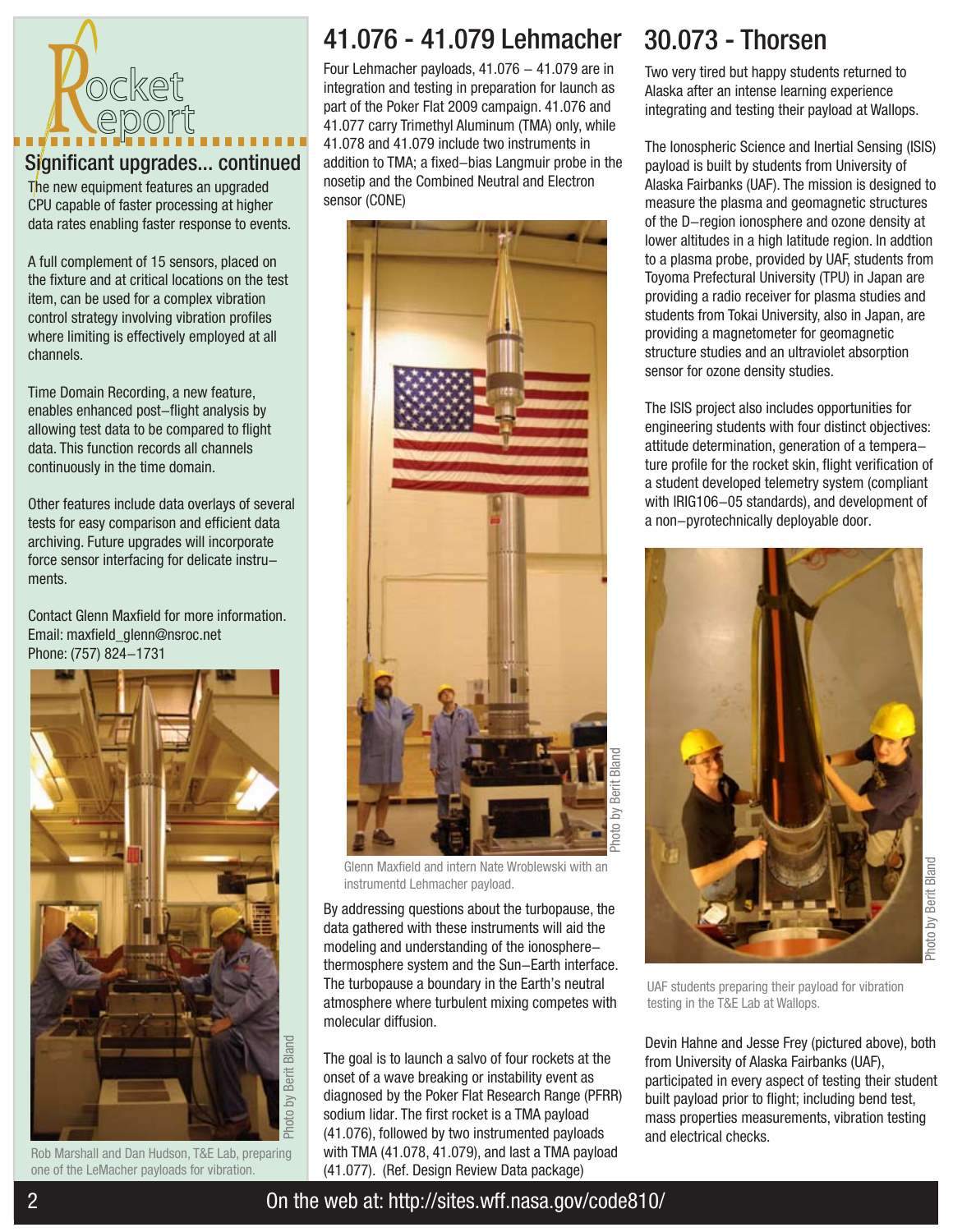# Rocket Report

## Significant upgrades... continued

The new equipment features an upgraded CPU capable of faster processing at higher data rates enabling faster response to events.

A full complement of 15 sensors, placed on the fixture and at critical locations on the test item, can be used for a complex vibration control strategy involving vibration profiles where limiting is effectively employed at all channels.

Time Domain Recording, a new feature, enables enhanced post–flight analysis by allowing test data to be compared to flight data. This function records all channels continuously in the time domain.

Other features include data overlays of several tests for easy comparison and efficient data archiving. Future upgrades will incorporate force sensor interfacing for delicate instru–ments.

Contact Glenn Maxfield for more information.
Email: maxfield_glenn@nsroc.net
Phone: (757) 824–1731

Photo by Berit Bland

Rob Marshall and Dan Hudson, T&E Lab, preparing one of the LeMacher payloads for vibration.

## 41.076 - 41.079 Lehmacher

Four Lehmacher payloads, 41.076 – 41.079 are in integration and testing in preparation for launch as part of the Poker Flat 2009 campaign. 41.076 and 41.077 carry Trimethyl Aluminum (TMA) only, while 41.078 and 41.079 include two instruments in addition to TMA; a fixed–bias Langmuir probe in the nosetip and the Combined Neutral and Electron sensor (CONE)

Photo by Berit Bland

Glenn Maxfield and intern Nate Wroblewski with an instrumentd Lehmacher payload.

By addressing questions about the turbopause, the data gathered with these instruments will aid the modeling and understanding of the ionosphere–thermosphere system and the Sun–Earth interface. The turbopause a boundary in the Earth's neutral atmosphere where turbulent mixing competes with molecular diffusion.

The goal is to launch a salvo of four rockets at the onset of a wave breaking or instability event as diagnosed by the Poker Flat Research Range (PFRR) sodium lidar. The first rocket is a TMA payload (41.076), followed by two instrumented payloads with TMA (41.078, 41.079), and last a TMA payload (41.077). (Ref. Design Review Data package)

## 30.073 - Thorsen

Two very tired but happy students returned to Alaska after an intense learning experience integrating and testing their payload at Wallops.

The Ionospheric Science and Inertial Sensing (ISIS) payload is built by students from University of Alaska Fairbanks (UAF). The mission is designed to measure the plasma and geomagnetic structures of the D–region ionosphere and ozone density at lower altitudes in a high latitude region. In addtion to a plasma probe, provided by UAF, students from Toyoma Prefectural University (TPU) in Japan are providing a radio receiver for plasma studies and students from Tokai University, also in Japan, are providing a magnetometer for geomagnetic structure studies and an ultraviolet absorption sensor for ozone density studies.

The ISIS project also includes opportunities for engineering students with four distinct objectives: attitude determination, generation of a tempera–ture profile for the rocket skin, flight verification of a student developed telemetry system (compliant with IRIG106–05 standards), and development of a non–pyrotechnically deployable door.

Photo by Berit Bland

UAF students preparing their payload for vibration testing in the T&E Lab at Wallops.

Devin Hahne and Jesse Frey (pictured above), both from University of Alaska Fairbanks (UAF), participated in every aspect of testing their student built payload prior to flight; including bend test, mass properties measurements, vibration testing and electrical checks.

On the web at: http://sites.wff.nasa.gov/code810/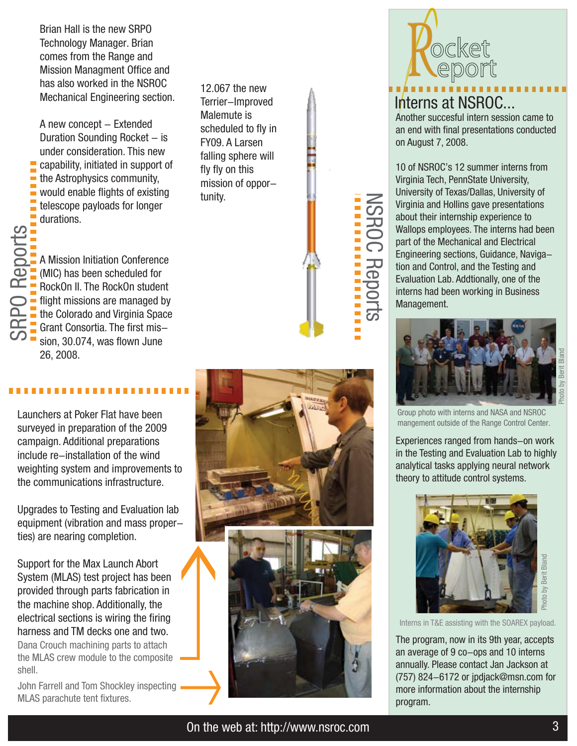## SRPO Reports

Brian Hall is the new SRPO Technology Manager. Brian comes from the Range and Mission Managment Office and has also worked in the NSROC Mechanical Engineering section.

A new concept – Extended Duration Sounding Rocket – is under consideration. This new capability, initiated in support of the Astrophysics community, would enable flights of existing telescope payloads for longer durations.

A Mission Initiation Conference (MIC) has been scheduled for RockOn II. The RockOn student flight missions are managed by the Colorado and Virginia Space Grant Consortia. The first mission, 30.074, was flown June 26, 2008.

12.067 the new Terrier–Improved Malemute is scheduled to fly in FY09. A Larsen falling sphere will fly fly on this mission of opportunity.

## NSROC Reports

Launchers at Poker Flat have been surveyed in preparation of the 2009 campaign. Additional preparations include re–installation of the wind weighting system and improvements to the communications infrastructure.

Upgrades to Testing and Evaluation lab equipment (vibration and mass properties) are nearing completion.

Support for the Max Launch Abort System (MLAS) test project has been provided through parts fabrication in the machine shop. Additionally, the electrical sections is wiring the firing harness and TM decks one and two.

Dana Crouch machining parts to attach the MLAS crew module to the composite shell.

John Farrell and Tom Shockley inspecting MLAS parachute tent fixtures.

# Rocket Report

## Interns at NSROC...

Another succesful intern session came to an end with final presentations conducted on August 7, 2008.

10 of NSROC's 12 summer interns from Virginia Tech, PennState University, University of Texas/Dallas, University of Virginia and Hollins gave presentations about their internship experience to Wallops employees. The interns had been part of the Mechanical and Electrical Engineering sections, Guidance, Navigation and Control, and the Testing and Evaluation Lab. Addtionally, one of the interns had been working in Business Management.

Group photo with interns and NASA and NSROC mangement outside of the Range Control Center.

Photo by Berit Bland

Experiences ranged from hands–on work in the Testing and Evaluation Lab to highly analytical tasks applying neural network theory to attitude control systems.

Interns in T&E assisting with the SOAREX payload.

Photo by Berit Bland

The program, now in its 9th year, accepts an average of 9 co–ops and 10 interns annually. Please contact Jan Jackson at (757) 824–6172 or jpdjack@msn.com for more information about the internship program.

On the web at: http://www.nsroc.com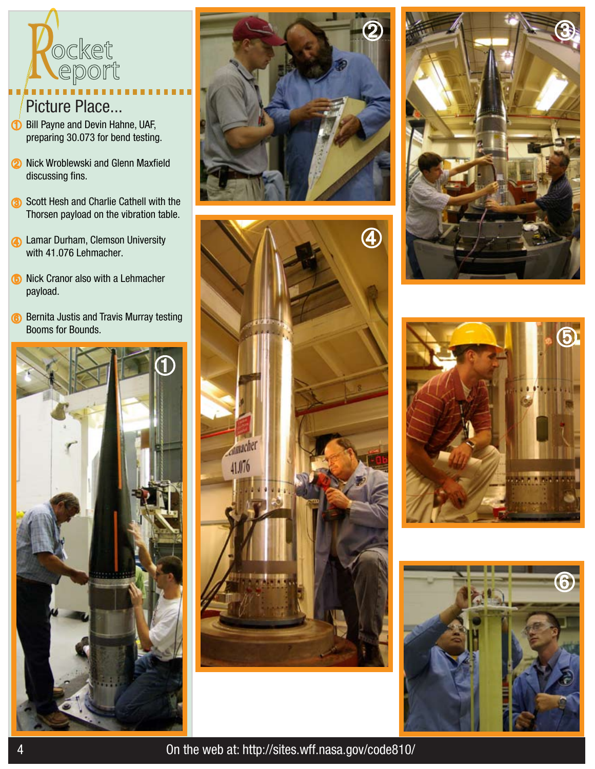# Rocket Report

## Picture Place...

1. Bill Payne and Devin Hahne, UAF, preparing 30.073 for bend testing.
2. Nick Wroblewski and Glenn Maxfield discussing fins.
3. Scott Hesh and Charlie Cathell with the Thorsen payload on the vibration table.
4. Lamar Durham, Clemson University with 41.076 Lehmacher.
5. Nick Cranor also with a Lehmacher payload.
6. Bernita Justis and Travis Murray testing Booms for Bounds.

On the web at: http://sites.wff.nasa.gov/code810/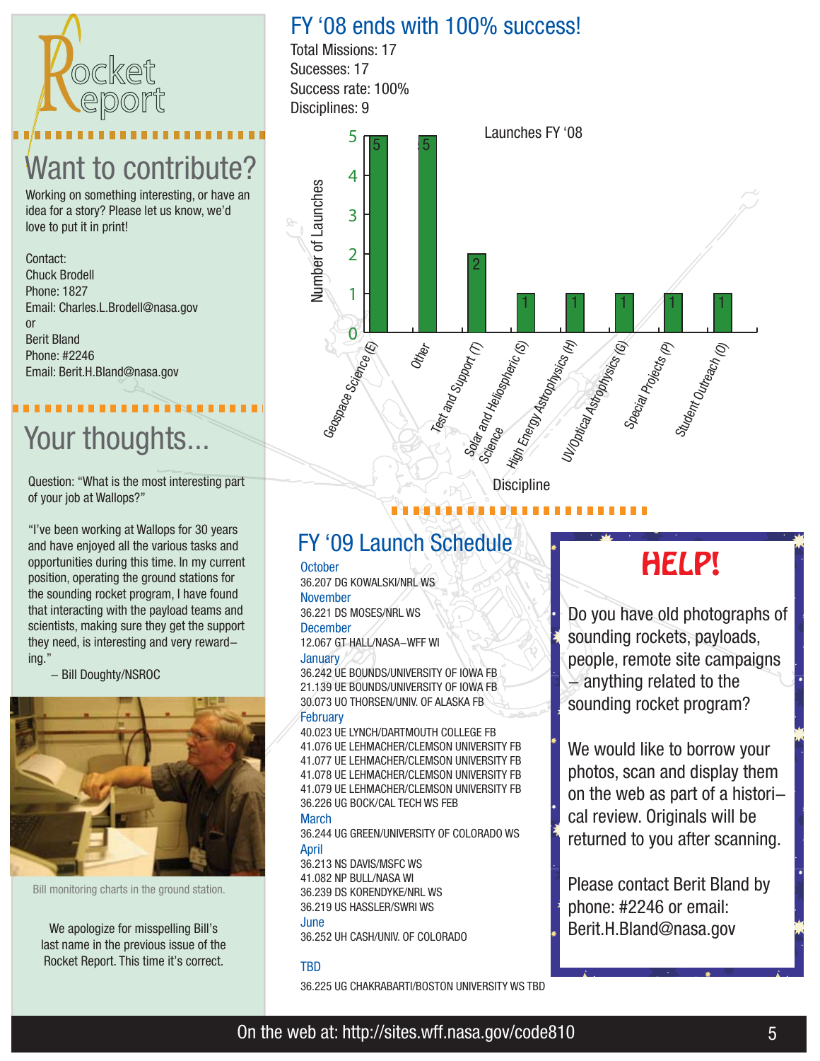# Rocket Report

## Want to contribute?

Working on something interesting, or have an idea for a story? Please let us know, we'd love to put it in print!

Contact:
Chuck Brodell
Phone: 1827
Email: Charles.L.Brodell@nasa.gov
or
Berit Bland
Phone: #2246
Email: Berit.H.Bland@nasa.gov

## Your thoughts...

Question: "What is the most interesting part of your job at Wallops?"

"I've been working at Wallops for 30 years and have enjoyed all the various tasks and opportunities during this time. In my current position, operating the ground stations for the sounding rocket program, I have found that interacting with the payload teams and scientists, making sure they get the support they need, is interesting and very rewarding."

– Bill Doughty/NSROC

Bill monitoring charts in the ground station.

We apologize for misspelling Bill's last name in the previous issue of the Rocket Report. This time it's correct.

## FY '08 ends with 100% success!

Total Missions: 17
Sucesses: 17
Success rate: 100%
Disciplines: 9

Launches FY '08

Number of Launches

0
1
2
3
4
5

5
5
2
1
1
1
1
1

Geospace Science (E)
Other
Test and Support (T)
Solar and Heliospheric (S) Science
High Energy Astrophysics (H)
UV/Optical Astrophysics (G)
Special Projects (P)
Student Outreach (O)

Discipline

## FY '09 Launch Schedule

**October**
36.207 DG KOWALSKI/NRL WS

**November**
36.221 DS MOSES/NRL WS

**December**
12.067 GT HALL/NASA–WFF WI

**January**
36.242 UE BOUNDS/UNIVERSITY OF IOWA FB
21.139 UE BOUNDS/UNIVERSITY OF IOWA FB
30.073 UO THORSEN/UNIV. OF ALASKA FB

**February**
40.023 UE LYNCH/DARTMOUTH COLLEGE FB
41.076 UE LEHMACHER/CLEMSON UNIVERSITY FB
41.077 UE LEHMACHER/CLEMSON UNIVERSITY FB
41.078 UE LEHMACHER/CLEMSON UNIVERSITY FB
41.079 UE LEHMACHER/CLEMSON UNIVERSITY FB
36.226 UG BOCK/CAL TECH WS FEB

**March**
36.244 UG GREEN/UNIVERSITY OF COLORADO WS

**April**
36.213 NS DAVIS/MSFC WS
41.082 NP BULL/NASA WI
36.239 DS KORENDYKE/NRL WS
36.219 US HASSLER/SWRI WS

**June**
36.252 UH CASH/UNIV. OF COLORADO

**TBD**
36.225 UG CHAKRABARTI/BOSTON UNIVERSITY WS TBD

## HELP!

Do you have old photographs of sounding rockets, payloads, people, remote site campaigns – anything related to the sounding rocket program?

We would like to borrow your photos, scan and display them on the web as part of a historical review. Originals will be returned to you after scanning.

Please contact Berit Bland by phone: #2246 or email: Berit.H.Bland@nasa.gov

On the web at: http://sites.wff.nasa.gov/code810